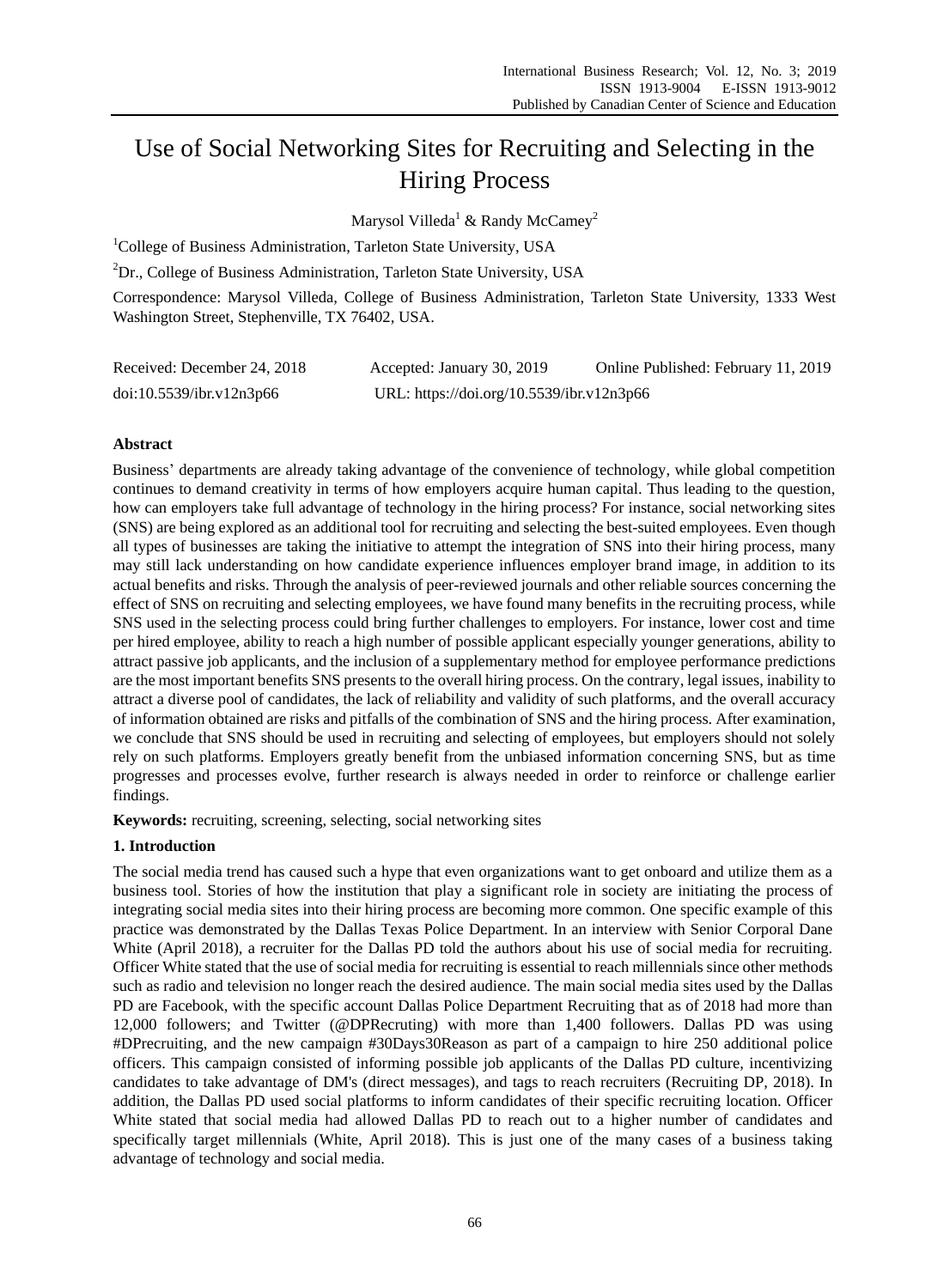# Use of Social Networking Sites for Recruiting and Selecting in the Hiring Process

Marysol Villeda[1] & Randy McCamey[2]

[1]College of Business Administration, Tarleton State University, USA

[2]Dr., College of Business Administration, Tarleton State University, USA

Correspondence: Marysol Villeda, College of Business Administration, Tarleton State University, 1333 West Washington Street, Stephenville, TX 76402, USA.

Received: December 24, 2018 Accepted: January 30, 2019 Online Published: February 11, 2019

doi:10.5539/ibr.v12n3p66 URL: https://doi.org/10.5539/ibr.v12n3p66

## Abstract

Business' departments are already taking advantage of the convenience of technology, while global competition continues to demand creativity in terms of how employers acquire human capital. Thus leading to the question, how can employers take full advantage of technology in the hiring process? For instance, social networking sites (SNS) are being explored as an additional tool for recruiting and selecting the best-suited employees. Even though all types of businesses are taking the initiative to attempt the integration of SNS into their hiring process, many may still lack understanding on how candidate experience influences employer brand image, in addition to its actual benefits and risks. Through the analysis of peer-reviewed journals and other reliable sources concerning the effect of SNS on recruiting and selecting employees, we have found many benefits in the recruiting process, while SNS used in the selecting process could bring further challenges to employers. For instance, lower cost and time per hired employee, ability to reach a high number of possible applicant especially younger generations, ability to attract passive job applicants, and the inclusion of a supplementary method for employee performance predictions are the most important benefits SNS presents to the overall hiring process. On the contrary, legal issues, inability to attract a diverse pool of candidates, the lack of reliability and validity of such platforms, and the overall accuracy of information obtained are risks and pitfalls of the combination of SNS and the hiring process. After examination, we conclude that SNS should be used in recruiting and selecting of employees, but employers should not solely rely on such platforms. Employers greatly benefit from the unbiased information concerning SNS, but as time progresses and processes evolve, further research is always needed in order to reinforce or challenge earlier findings.

**Keywords:** recruiting, screening, selecting, social networking sites

## 1. Introduction

The social media trend has caused such a hype that even organizations want to get onboard and utilize them as a business tool. Stories of how the institution that play a significant role in society are initiating the process of integrating social media sites into their hiring process are becoming more common. One specific example of this practice was demonstrated by the Dallas Texas Police Department. In an interview with Senior Corporal Dane White (April 2018), a recruiter for the Dallas PD told the authors about his use of social media for recruiting. Officer White stated that the use of social media for recruiting is essential to reach millennials since other methods such as radio and television no longer reach the desired audience. The main social media sites used by the Dallas PD are Facebook, with the specific account Dallas Police Department Recruiting that as of 2018 had more than 12,000 followers; and Twitter (@DPRecruting) with more than 1,400 followers. Dallas PD was using #DPrecruiting, and the new campaign #30Days30Reason as part of a campaign to hire 250 additional police officers. This campaign consisted of informing possible job applicants of the Dallas PD culture, incentivizing candidates to take advantage of DM's (direct messages), and tags to reach recruiters (Recruiting DP, 2018). In addition, the Dallas PD used social platforms to inform candidates of their specific recruiting location. Officer White stated that social media had allowed Dallas PD to reach out to a higher number of candidates and specifically target millennials (White, April 2018). This is just one of the many cases of a business taking advantage of technology and social media.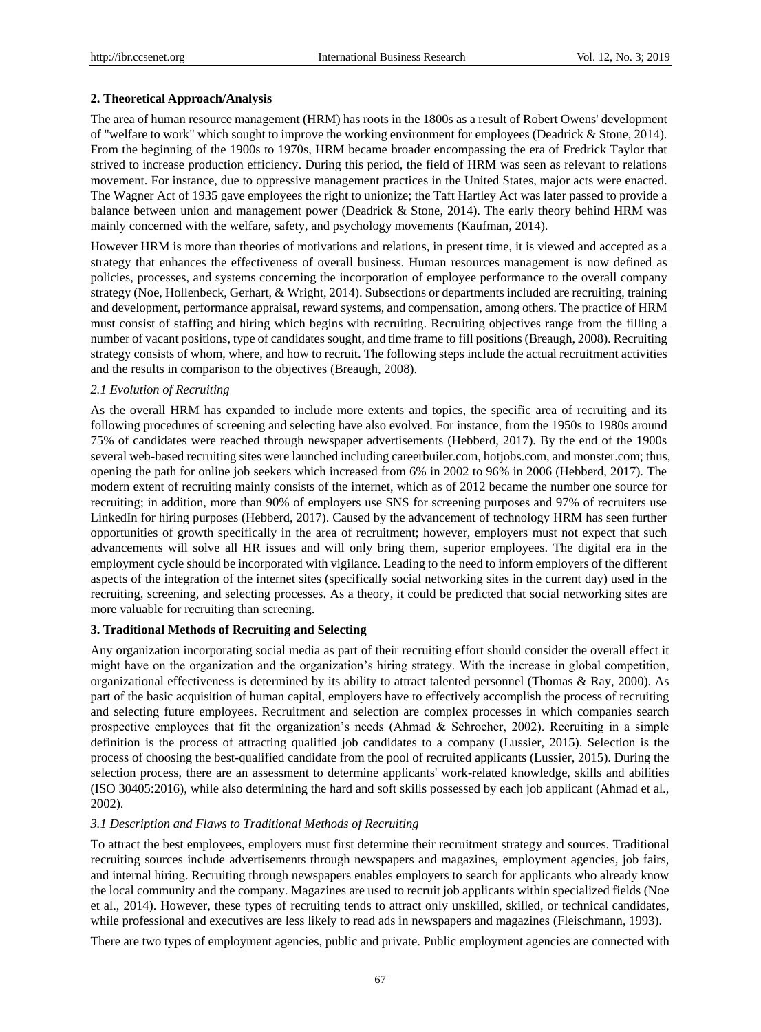## 2. Theoretical Approach/Analysis

The area of human resource management (HRM) has roots in the 1800s as a result of Robert Owens' development of "welfare to work" which sought to improve the working environment for employees (Deadrick & Stone, 2014). From the beginning of the 1900s to 1970s, HRM became broader encompassing the era of Fredrick Taylor that strived to increase production efficiency. During this period, the field of HRM was seen as relevant to relations movement. For instance, due to oppressive management practices in the United States, major acts were enacted. The Wagner Act of 1935 gave employees the right to unionize; the Taft Hartley Act was later passed to provide a balance between union and management power (Deadrick & Stone, 2014). The early theory behind HRM was mainly concerned with the welfare, safety, and psychology movements (Kaufman, 2014).

However HRM is more than theories of motivations and relations, in present time, it is viewed and accepted as a strategy that enhances the effectiveness of overall business. Human resources management is now defined as policies, processes, and systems concerning the incorporation of employee performance to the overall company strategy (Noe, Hollenbeck, Gerhart, & Wright, 2014). Subsections or departments included are recruiting, training and development, performance appraisal, reward systems, and compensation, among others. The practice of HRM must consist of staffing and hiring which begins with recruiting. Recruiting objectives range from the filling a number of vacant positions, type of candidates sought, and time frame to fill positions (Breaugh, 2008). Recruiting strategy consists of whom, where, and how to recruit. The following steps include the actual recruitment activities and the results in comparison to the objectives (Breaugh, 2008).

### *2.1 Evolution of Recruiting*

As the overall HRM has expanded to include more extents and topics, the specific area of recruiting and its following procedures of screening and selecting have also evolved. For instance, from the 1950s to 1980s around 75% of candidates were reached through newspaper advertisements (Hebberd, 2017). By the end of the 1900s several web-based recruiting sites were launched including careerbuiler.com, hotjobs.com, and monster.com; thus, opening the path for online job seekers which increased from 6% in 2002 to 96% in 2006 (Hebberd, 2017). The modern extent of recruiting mainly consists of the internet, which as of 2012 became the number one source for recruiting; in addition, more than 90% of employers use SNS for screening purposes and 97% of recruiters use LinkedIn for hiring purposes (Hebberd, 2017). Caused by the advancement of technology HRM has seen further opportunities of growth specifically in the area of recruitment; however, employers must not expect that such advancements will solve all HR issues and will only bring them, superior employees. The digital era in the employment cycle should be incorporated with vigilance. Leading to the need to inform employers of the different aspects of the integration of the internet sites (specifically social networking sites in the current day) used in the recruiting, screening, and selecting processes. As a theory, it could be predicted that social networking sites are more valuable for recruiting than screening.

## 3. Traditional Methods of Recruiting and Selecting

Any organization incorporating social media as part of their recruiting effort should consider the overall effect it might have on the organization and the organization's hiring strategy. With the increase in global competition, organizational effectiveness is determined by its ability to attract talented personnel (Thomas & Ray, 2000). As part of the basic acquisition of human capital, employers have to effectively accomplish the process of recruiting and selecting future employees. Recruitment and selection are complex processes in which companies search prospective employees that fit the organization's needs (Ahmad & Schroeher, 2002). Recruiting in a simple definition is the process of attracting qualified job candidates to a company (Lussier, 2015). Selection is the process of choosing the best-qualified candidate from the pool of recruited applicants (Lussier, 2015). During the selection process, there are an assessment to determine applicants' work-related knowledge, skills and abilities (ISO 30405:2016), while also determining the hard and soft skills possessed by each job applicant (Ahmad et al., 2002).

### *3.1 Description and Flaws to Traditional Methods of Recruiting*

To attract the best employees, employers must first determine their recruitment strategy and sources. Traditional recruiting sources include advertisements through newspapers and magazines, employment agencies, job fairs, and internal hiring. Recruiting through newspapers enables employers to search for applicants who already know the local community and the company. Magazines are used to recruit job applicants within specialized fields (Noe et al., 2014). However, these types of recruiting tends to attract only unskilled, skilled, or technical candidates, while professional and executives are less likely to read ads in newspapers and magazines (Fleischmann, 1993).

There are two types of employment agencies, public and private. Public employment agencies are connected with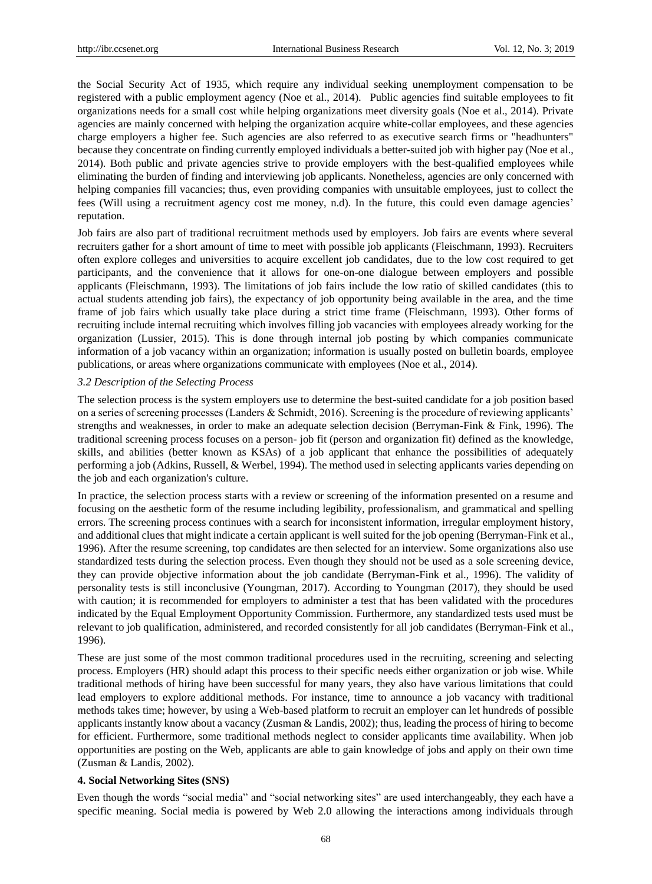the Social Security Act of 1935, which require any individual seeking unemployment compensation to be registered with a public employment agency (Noe et al., 2014). Public agencies find suitable employees to fit organizations needs for a small cost while helping organizations meet diversity goals (Noe et al., 2014). Private agencies are mainly concerned with helping the organization acquire white-collar employees, and these agencies charge employers a higher fee. Such agencies are also referred to as executive search firms or "headhunters" because they concentrate on finding currently employed individuals a better-suited job with higher pay (Noe et al., 2014). Both public and private agencies strive to provide employers with the best-qualified employees while eliminating the burden of finding and interviewing job applicants. Nonetheless, agencies are only concerned with helping companies fill vacancies; thus, even providing companies with unsuitable employees, just to collect the fees (Will using a recruitment agency cost me money, n.d). In the future, this could even damage agencies' reputation.

Job fairs are also part of traditional recruitment methods used by employers. Job fairs are events where several recruiters gather for a short amount of time to meet with possible job applicants (Fleischmann, 1993). Recruiters often explore colleges and universities to acquire excellent job candidates, due to the low cost required to get participants, and the convenience that it allows for one-on-one dialogue between employers and possible applicants (Fleischmann, 1993). The limitations of job fairs include the low ratio of skilled candidates (this to actual students attending job fairs), the expectancy of job opportunity being available in the area, and the time frame of job fairs which usually take place during a strict time frame (Fleischmann, 1993). Other forms of recruiting include internal recruiting which involves filling job vacancies with employees already working for the organization (Lussier, 2015). This is done through internal job posting by which companies communicate information of a job vacancy within an organization; information is usually posted on bulletin boards, employee publications, or areas where organizations communicate with employees (Noe et al., 2014).

### *3.2 Description of the Selecting Process*

The selection process is the system employers use to determine the best-suited candidate for a job position based on a series of screening processes (Landers & Schmidt, 2016). Screening is the procedure of reviewing applicants' strengths and weaknesses, in order to make an adequate selection decision (Berryman-Fink & Fink, 1996). The traditional screening process focuses on a person- job fit (person and organization fit) defined as the knowledge, skills, and abilities (better known as KSAs) of a job applicant that enhance the possibilities of adequately performing a job (Adkins, Russell, & Werbel, 1994). The method used in selecting applicants varies depending on the job and each organization's culture.

In practice, the selection process starts with a review or screening of the information presented on a resume and focusing on the aesthetic form of the resume including legibility, professionalism, and grammatical and spelling errors. The screening process continues with a search for inconsistent information, irregular employment history, and additional clues that might indicate a certain applicant is well suited for the job opening (Berryman-Fink et al., 1996). After the resume screening, top candidates are then selected for an interview. Some organizations also use standardized tests during the selection process. Even though they should not be used as a sole screening device, they can provide objective information about the job candidate (Berryman-Fink et al., 1996). The validity of personality tests is still inconclusive (Youngman, 2017). According to Youngman (2017), they should be used with caution; it is recommended for employers to administer a test that has been validated with the procedures indicated by the Equal Employment Opportunity Commission. Furthermore, any standardized tests used must be relevant to job qualification, administered, and recorded consistently for all job candidates (Berryman-Fink et al., 1996).

These are just some of the most common traditional procedures used in the recruiting, screening and selecting process. Employers (HR) should adapt this process to their specific needs either organization or job wise. While traditional methods of hiring have been successful for many years, they also have various limitations that could lead employers to explore additional methods. For instance, time to announce a job vacancy with traditional methods takes time; however, by using a Web-based platform to recruit an employer can let hundreds of possible applicants instantly know about a vacancy (Zusman & Landis, 2002); thus, leading the process of hiring to become for efficient. Furthermore, some traditional methods neglect to consider applicants time availability. When job opportunities are posting on the Web, applicants are able to gain knowledge of jobs and apply on their own time (Zusman & Landis, 2002).

## **4. Social Networking Sites (SNS)**

Even though the words "social media" and "social networking sites" are used interchangeably, they each have a specific meaning. Social media is powered by Web 2.0 allowing the interactions among individuals through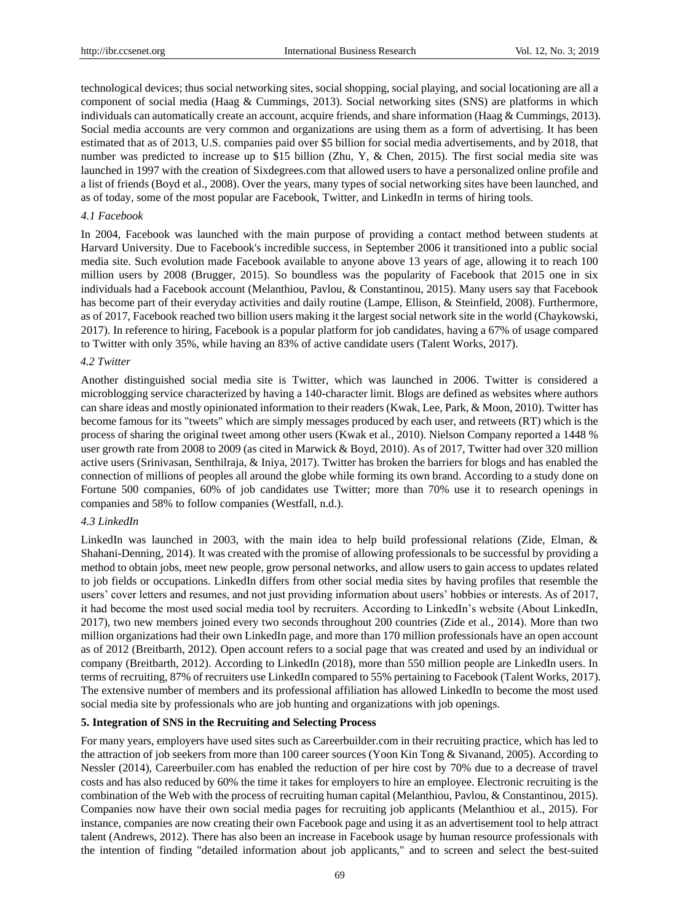technological devices; thus social networking sites, social shopping, social playing, and social locationing are all a component of social media (Haag & Cummings, 2013). Social networking sites (SNS) are platforms in which individuals can automatically create an account, acquire friends, and share information (Haag & Cummings, 2013). Social media accounts are very common and organizations are using them as a form of advertising. It has been estimated that as of 2013, U.S. companies paid over $5 billion for social media advertisements, and by 2018, that number was predicted to increase up to $15 billion (Zhu, Y, & Chen, 2015). The first social media site was launched in 1997 with the creation of Sixdegrees.com that allowed users to have a personalized online profile and a list of friends (Boyd et al., 2008). Over the years, many types of social networking sites have been launched, and as of today, some of the most popular are Facebook, Twitter, and LinkedIn in terms of hiring tools.

### *4.1 Facebook*

In 2004, Facebook was launched with the main purpose of providing a contact method between students at Harvard University. Due to Facebook's incredible success, in September 2006 it transitioned into a public social media site. Such evolution made Facebook available to anyone above 13 years of age, allowing it to reach 100 million users by 2008 (Brugger, 2015). So boundless was the popularity of Facebook that 2015 one in six individuals had a Facebook account (Melanthiou, Pavlou, & Constantinou, 2015). Many users say that Facebook has become part of their everyday activities and daily routine (Lampe, Ellison, & Steinfield, 2008). Furthermore, as of 2017, Facebook reached two billion users making it the largest social network site in the world (Chaykowski, 2017). In reference to hiring, Facebook is a popular platform for job candidates, having a 67% of usage compared to Twitter with only 35%, while having an 83% of active candidate users (Talent Works, 2017).

### *4.2 Twitter*

Another distinguished social media site is Twitter, which was launched in 2006. Twitter is considered a microblogging service characterized by having a 140-character limit. Blogs are defined as websites where authors can share ideas and mostly opinionated information to their readers (Kwak, Lee, Park, & Moon, 2010). Twitter has become famous for its "tweets" which are simply messages produced by each user, and retweets (RT) which is the process of sharing the original tweet among other users (Kwak et al., 2010). Nielson Company reported a 1448 % user growth rate from 2008 to 2009 (as cited in Marwick & Boyd, 2010). As of 2017, Twitter had over 320 million active users (Srinivasan, Senthilraja, & Iniya, 2017). Twitter has broken the barriers for blogs and has enabled the connection of millions of peoples all around the globe while forming its own brand. According to a study done on Fortune 500 companies, 60% of job candidates use Twitter; more than 70% use it to research openings in companies and 58% to follow companies (Westfall, n.d.).

### *4.3 LinkedIn*

LinkedIn was launched in 2003, with the main idea to help build professional relations (Zide, Elman, & Shahani-Denning, 2014). It was created with the promise of allowing professionals to be successful by providing a method to obtain jobs, meet new people, grow personal networks, and allow users to gain access to updates related to job fields or occupations. LinkedIn differs from other social media sites by having profiles that resemble the users' cover letters and resumes, and not just providing information about users' hobbies or interests. As of 2017, it had become the most used social media tool by recruiters. According to LinkedIn's website (About LinkedIn, 2017), two new members joined every two seconds throughout 200 countries (Zide et al., 2014). More than two million organizations had their own LinkedIn page, and more than 170 million professionals have an open account as of 2012 (Breitbarth, 2012). Open account refers to a social page that was created and used by an individual or company (Breitbarth, 2012). According to LinkedIn (2018), more than 550 million people are LinkedIn users. In terms of recruiting, 87% of recruiters use LinkedIn compared to 55% pertaining to Facebook (Talent Works, 2017). The extensive number of members and its professional affiliation has allowed LinkedIn to become the most used social media site by professionals who are job hunting and organizations with job openings.

## **5. Integration of SNS in the Recruiting and Selecting Process**

For many years, employers have used sites such as Careerbuilder.com in their recruiting practice, which has led to the attraction of job seekers from more than 100 career sources (Yoon Kin Tong & Sivanand, 2005). According to Nessler (2014), Careerbuiler.com has enabled the reduction of per hire cost by 70% due to a decrease of travel costs and has also reduced by 60% the time it takes for employers to hire an employee. Electronic recruiting is the combination of the Web with the process of recruiting human capital (Melanthiou, Pavlou, & Constantinou, 2015). Companies now have their own social media pages for recruiting job applicants (Melanthiou et al., 2015). For instance, companies are now creating their own Facebook page and using it as an advertisement tool to help attract talent (Andrews, 2012). There has also been an increase in Facebook usage by human resource professionals with the intention of finding "detailed information about job applicants," and to screen and select the best-suited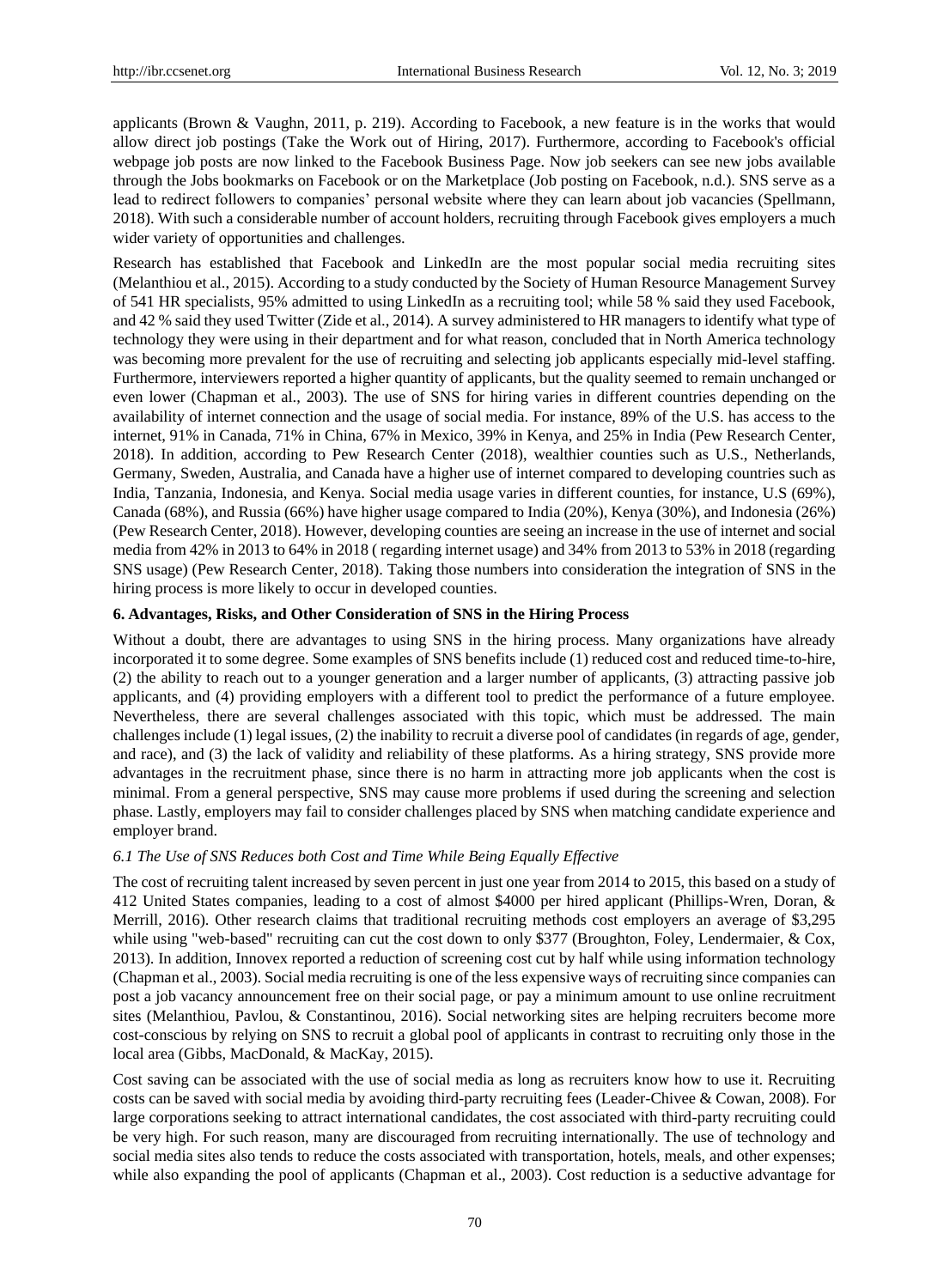applicants (Brown & Vaughn, 2011, p. 219). According to Facebook, a new feature is in the works that would allow direct job postings (Take the Work out of Hiring, 2017). Furthermore, according to Facebook's official webpage job posts are now linked to the Facebook Business Page. Now job seekers can see new jobs available through the Jobs bookmarks on Facebook or on the Marketplace (Job posting on Facebook, n.d.). SNS serve as a lead to redirect followers to companies' personal website where they can learn about job vacancies (Spellmann, 2018). With such a considerable number of account holders, recruiting through Facebook gives employers a much wider variety of opportunities and challenges.

Research has established that Facebook and LinkedIn are the most popular social media recruiting sites (Melanthiou et al., 2015). According to a study conducted by the Society of Human Resource Management Survey of 541 HR specialists, 95% admitted to using LinkedIn as a recruiting tool; while 58 % said they used Facebook, and 42 % said they used Twitter (Zide et al., 2014). A survey administered to HR managers to identify what type of technology they were using in their department and for what reason, concluded that in North America technology was becoming more prevalent for the use of recruiting and selecting job applicants especially mid-level staffing. Furthermore, interviewers reported a higher quantity of applicants, but the quality seemed to remain unchanged or even lower (Chapman et al., 2003). The use of SNS for hiring varies in different countries depending on the availability of internet connection and the usage of social media. For instance, 89% of the U.S. has access to the internet, 91% in Canada, 71% in China, 67% in Mexico, 39% in Kenya, and 25% in India (Pew Research Center, 2018). In addition, according to Pew Research Center (2018), wealthier counties such as U.S., Netherlands, Germany, Sweden, Australia, and Canada have a higher use of internet compared to developing countries such as India, Tanzania, Indonesia, and Kenya. Social media usage varies in different counties, for instance, U.S (69%), Canada (68%), and Russia (66%) have higher usage compared to India (20%), Kenya (30%), and Indonesia (26%) (Pew Research Center, 2018). However, developing counties are seeing an increase in the use of internet and social media from 42% in 2013 to 64% in 2018 ( regarding internet usage) and 34% from 2013 to 53% in 2018 (regarding SNS usage) (Pew Research Center, 2018). Taking those numbers into consideration the integration of SNS in the hiring process is more likely to occur in developed counties.

## 6. Advantages, Risks, and Other Consideration of SNS in the Hiring Process

Without a doubt, there are advantages to using SNS in the hiring process. Many organizations have already incorporated it to some degree. Some examples of SNS benefits include (1) reduced cost and reduced time-to-hire, (2) the ability to reach out to a younger generation and a larger number of applicants, (3) attracting passive job applicants, and (4) providing employers with a different tool to predict the performance of a future employee. Nevertheless, there are several challenges associated with this topic, which must be addressed. The main challenges include (1) legal issues, (2) the inability to recruit a diverse pool of candidates (in regards of age, gender, and race), and (3) the lack of validity and reliability of these platforms. As a hiring strategy, SNS provide more advantages in the recruitment phase, since there is no harm in attracting more job applicants when the cost is minimal. From a general perspective, SNS may cause more problems if used during the screening and selection phase. Lastly, employers may fail to consider challenges placed by SNS when matching candidate experience and employer brand.

### *6.1 The Use of SNS Reduces both Cost and Time While Being Equally Effective*

The cost of recruiting talent increased by seven percent in just one year from 2014 to 2015, this based on a study of 412 United States companies, leading to a cost of almost $4000 per hired applicant (Phillips-Wren, Doran, & Merrill, 2016). Other research claims that traditional recruiting methods cost employers an average of $3,295 while using "web-based" recruiting can cut the cost down to only $377 (Broughton, Foley, Lendermaier, & Cox, 2013). In addition, Innovex reported a reduction of screening cost cut by half while using information technology (Chapman et al., 2003). Social media recruiting is one of the less expensive ways of recruiting since companies can post a job vacancy announcement free on their social page, or pay a minimum amount to use online recruitment sites (Melanthiou, Pavlou, & Constantinou, 2016). Social networking sites are helping recruiters become more cost-conscious by relying on SNS to recruit a global pool of applicants in contrast to recruiting only those in the local area (Gibbs, MacDonald, & MacKay, 2015).

Cost saving can be associated with the use of social media as long as recruiters know how to use it. Recruiting costs can be saved with social media by avoiding third-party recruiting fees (Leader-Chivee & Cowan, 2008). For large corporations seeking to attract international candidates, the cost associated with third-party recruiting could be very high. For such reason, many are discouraged from recruiting internationally. The use of technology and social media sites also tends to reduce the costs associated with transportation, hotels, meals, and other expenses; while also expanding the pool of applicants (Chapman et al., 2003). Cost reduction is a seductive advantage for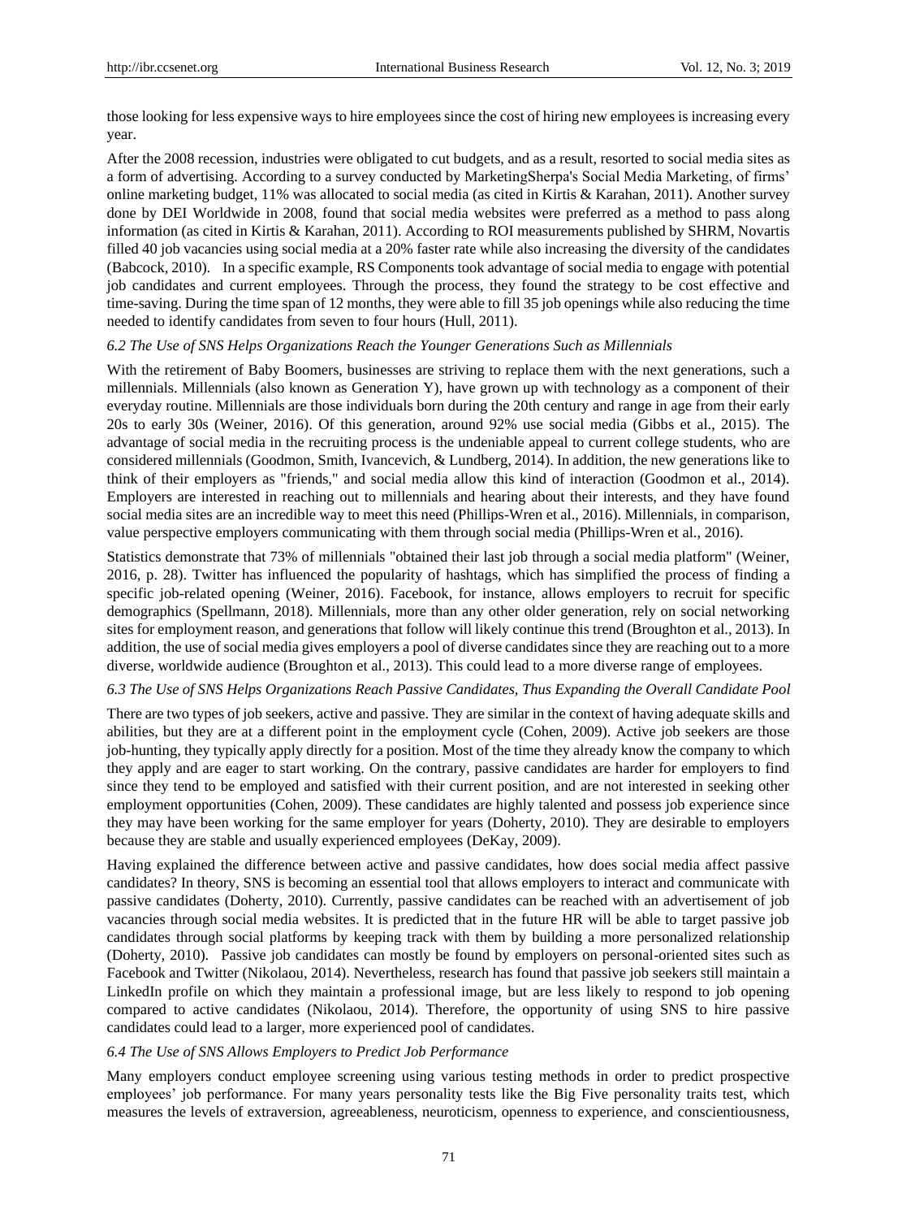those looking for less expensive ways to hire employees since the cost of hiring new employees is increasing every year.

After the 2008 recession, industries were obligated to cut budgets, and as a result, resorted to social media sites as a form of advertising. According to a survey conducted by MarketingSherpa's Social Media Marketing, of firms' online marketing budget, 11% was allocated to social media (as cited in Kirtis & Karahan, 2011). Another survey done by DEI Worldwide in 2008, found that social media websites were preferred as a method to pass along information (as cited in Kirtis & Karahan, 2011). According to ROI measurements published by SHRM, Novartis filled 40 job vacancies using social media at a 20% faster rate while also increasing the diversity of the candidates (Babcock, 2010). In a specific example, RS Components took advantage of social media to engage with potential job candidates and current employees. Through the process, they found the strategy to be cost effective and time-saving. During the time span of 12 months, they were able to fill 35 job openings while also reducing the time needed to identify candidates from seven to four hours (Hull, 2011).

### *6.2 The Use of SNS Helps Organizations Reach the Younger Generations Such as Millennials*

With the retirement of Baby Boomers, businesses are striving to replace them with the next generations, such a millennials. Millennials (also known as Generation Y), have grown up with technology as a component of their everyday routine. Millennials are those individuals born during the 20th century and range in age from their early 20s to early 30s (Weiner, 2016). Of this generation, around 92% use social media (Gibbs et al., 2015). The advantage of social media in the recruiting process is the undeniable appeal to current college students, who are considered millennials (Goodmon, Smith, Ivancevich, & Lundberg, 2014). In addition, the new generations like to think of their employers as "friends," and social media allow this kind of interaction (Goodmon et al., 2014). Employers are interested in reaching out to millennials and hearing about their interests, and they have found social media sites are an incredible way to meet this need (Phillips-Wren et al., 2016). Millennials, in comparison, value perspective employers communicating with them through social media (Phillips-Wren et al., 2016).

Statistics demonstrate that 73% of millennials "obtained their last job through a social media platform" (Weiner, 2016, p. 28). Twitter has influenced the popularity of hashtags, which has simplified the process of finding a specific job-related opening (Weiner, 2016). Facebook, for instance, allows employers to recruit for specific demographics (Spellmann, 2018). Millennials, more than any other older generation, rely on social networking sites for employment reason, and generations that follow will likely continue this trend (Broughton et al., 2013). In addition, the use of social media gives employers a pool of diverse candidates since they are reaching out to a more diverse, worldwide audience (Broughton et al., 2013). This could lead to a more diverse range of employees.

### *6.3 The Use of SNS Helps Organizations Reach Passive Candidates, Thus Expanding the Overall Candidate Pool*

There are two types of job seekers, active and passive. They are similar in the context of having adequate skills and abilities, but they are at a different point in the employment cycle (Cohen, 2009). Active job seekers are those job-hunting, they typically apply directly for a position. Most of the time they already know the company to which they apply and are eager to start working. On the contrary, passive candidates are harder for employers to find since they tend to be employed and satisfied with their current position, and are not interested in seeking other employment opportunities (Cohen, 2009). These candidates are highly talented and possess job experience since they may have been working for the same employer for years (Doherty, 2010). They are desirable to employers because they are stable and usually experienced employees (DeKay, 2009).

Having explained the difference between active and passive candidates, how does social media affect passive candidates? In theory, SNS is becoming an essential tool that allows employers to interact and communicate with passive candidates (Doherty, 2010). Currently, passive candidates can be reached with an advertisement of job vacancies through social media websites. It is predicted that in the future HR will be able to target passive job candidates through social platforms by keeping track with them by building a more personalized relationship (Doherty, 2010). Passive job candidates can mostly be found by employers on personal-oriented sites such as Facebook and Twitter (Nikolaou, 2014). Nevertheless, research has found that passive job seekers still maintain a LinkedIn profile on which they maintain a professional image, but are less likely to respond to job opening compared to active candidates (Nikolaou, 2014). Therefore, the opportunity of using SNS to hire passive candidates could lead to a larger, more experienced pool of candidates.

### *6.4 The Use of SNS Allows Employers to Predict Job Performance*

Many employers conduct employee screening using various testing methods in order to predict prospective employees' job performance. For many years personality tests like the Big Five personality traits test, which measures the levels of extraversion, agreeableness, neuroticism, openness to experience, and conscientiousness,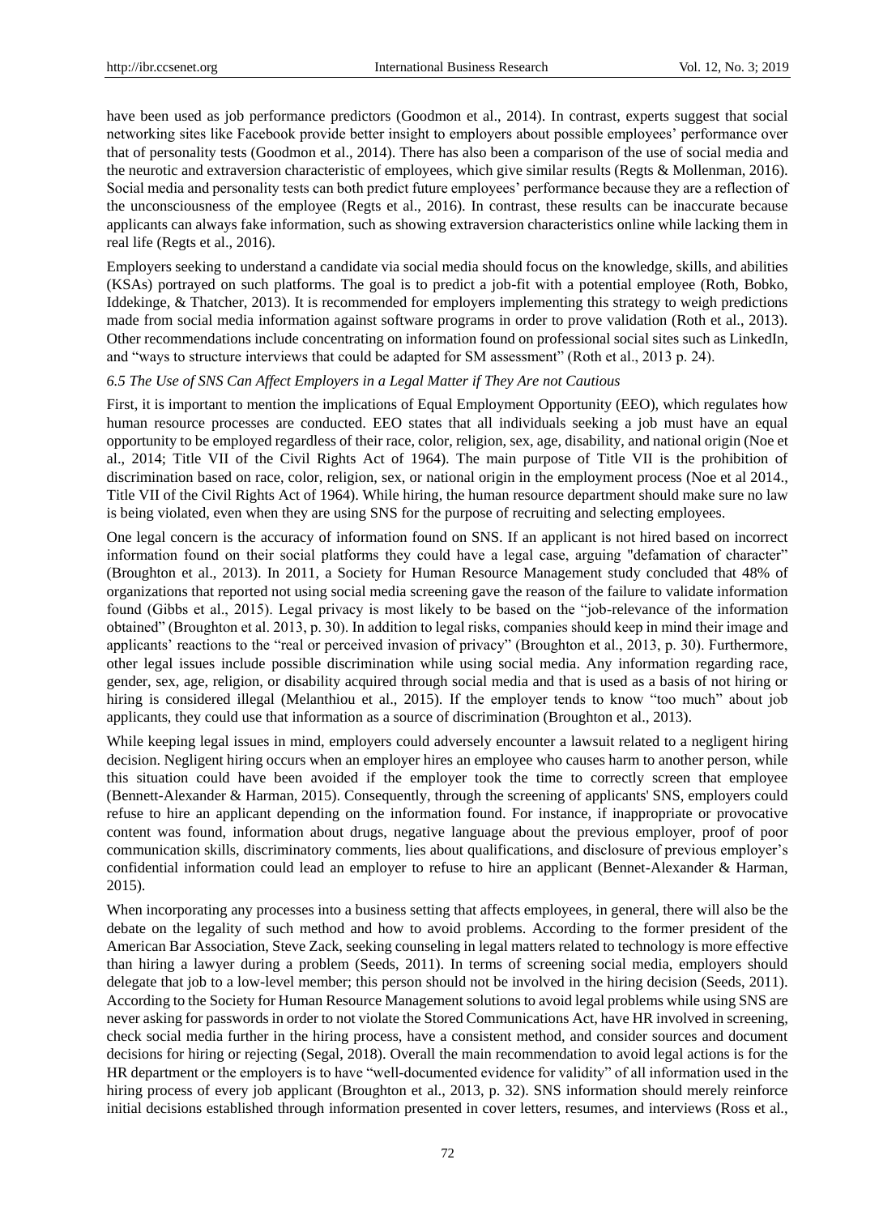have been used as job performance predictors (Goodmon et al., 2014). In contrast, experts suggest that social networking sites like Facebook provide better insight to employers about possible employees' performance over that of personality tests (Goodmon et al., 2014). There has also been a comparison of the use of social media and the neurotic and extraversion characteristic of employees, which give similar results (Regts & Mollenman, 2016). Social media and personality tests can both predict future employees' performance because they are a reflection of the unconsciousness of the employee (Regts et al., 2016). In contrast, these results can be inaccurate because applicants can always fake information, such as showing extraversion characteristics online while lacking them in real life (Regts et al., 2016).

Employers seeking to understand a candidate via social media should focus on the knowledge, skills, and abilities (KSAs) portrayed on such platforms. The goal is to predict a job-fit with a potential employee (Roth, Bobko, Iddekinge, & Thatcher, 2013). It is recommended for employers implementing this strategy to weigh predictions made from social media information against software programs in order to prove validation (Roth et al., 2013). Other recommendations include concentrating on information found on professional social sites such as LinkedIn, and "ways to structure interviews that could be adapted for SM assessment" (Roth et al., 2013 p. 24).

### *6.5 The Use of SNS Can Affect Employers in a Legal Matter if They Are not Cautious*

First, it is important to mention the implications of Equal Employment Opportunity (EEO), which regulates how human resource processes are conducted. EEO states that all individuals seeking a job must have an equal opportunity to be employed regardless of their race, color, religion, sex, age, disability, and national origin (Noe et al., 2014; Title VII of the Civil Rights Act of 1964). The main purpose of Title VII is the prohibition of discrimination based on race, color, religion, sex, or national origin in the employment process (Noe et al 2014., Title VII of the Civil Rights Act of 1964). While hiring, the human resource department should make sure no law is being violated, even when they are using SNS for the purpose of recruiting and selecting employees.

One legal concern is the accuracy of information found on SNS. If an applicant is not hired based on incorrect information found on their social platforms they could have a legal case, arguing "defamation of character" (Broughton et al., 2013). In 2011, a Society for Human Resource Management study concluded that 48% of organizations that reported not using social media screening gave the reason of the failure to validate information found (Gibbs et al., 2015). Legal privacy is most likely to be based on the "job-relevance of the information obtained" (Broughton et al. 2013, p. 30). In addition to legal risks, companies should keep in mind their image and applicants' reactions to the "real or perceived invasion of privacy" (Broughton et al., 2013, p. 30). Furthermore, other legal issues include possible discrimination while using social media. Any information regarding race, gender, sex, age, religion, or disability acquired through social media and that is used as a basis of not hiring or hiring is considered illegal (Melanthiou et al., 2015). If the employer tends to know "too much" about job applicants, they could use that information as a source of discrimination (Broughton et al., 2013).

While keeping legal issues in mind, employers could adversely encounter a lawsuit related to a negligent hiring decision. Negligent hiring occurs when an employer hires an employee who causes harm to another person, while this situation could have been avoided if the employer took the time to correctly screen that employee (Bennett-Alexander & Harman, 2015). Consequently, through the screening of applicants' SNS, employers could refuse to hire an applicant depending on the information found. For instance, if inappropriate or provocative content was found, information about drugs, negative language about the previous employer, proof of poor communication skills, discriminatory comments, lies about qualifications, and disclosure of previous employer's confidential information could lead an employer to refuse to hire an applicant (Bennet-Alexander & Harman, 2015).

When incorporating any processes into a business setting that affects employees, in general, there will also be the debate on the legality of such method and how to avoid problems. According to the former president of the American Bar Association, Steve Zack, seeking counseling in legal matters related to technology is more effective than hiring a lawyer during a problem (Seeds, 2011). In terms of screening social media, employers should delegate that job to a low-level member; this person should not be involved in the hiring decision (Seeds, 2011). According to the Society for Human Resource Management solutions to avoid legal problems while using SNS are never asking for passwords in order to not violate the Stored Communications Act, have HR involved in screening, check social media further in the hiring process, have a consistent method, and consider sources and document decisions for hiring or rejecting (Segal, 2018). Overall the main recommendation to avoid legal actions is for the HR department or the employers is to have "well-documented evidence for validity" of all information used in the hiring process of every job applicant (Broughton et al., 2013, p. 32). SNS information should merely reinforce initial decisions established through information presented in cover letters, resumes, and interviews (Ross et al.,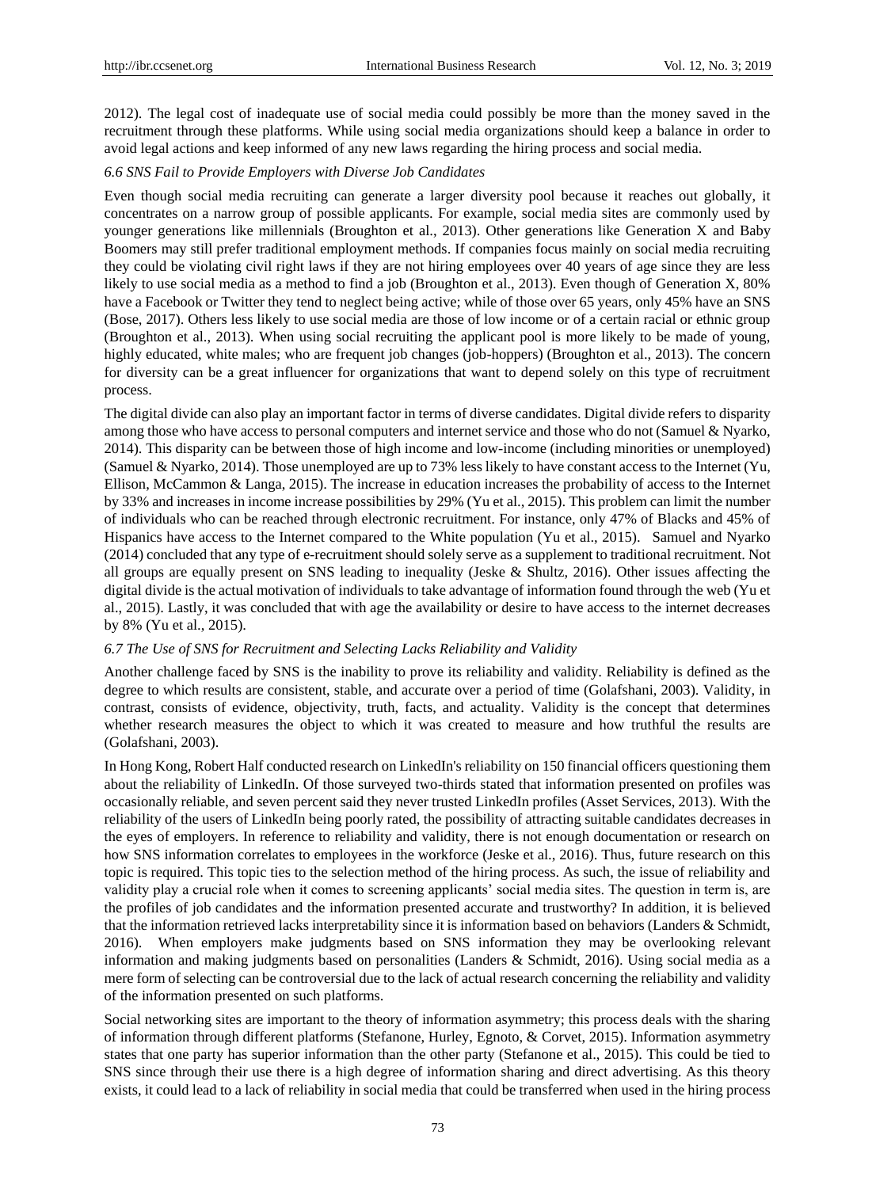2012). The legal cost of inadequate use of social media could possibly be more than the money saved in the recruitment through these platforms. While using social media organizations should keep a balance in order to avoid legal actions and keep informed of any new laws regarding the hiring process and social media.

### *6.6 SNS Fail to Provide Employers with Diverse Job Candidates*

Even though social media recruiting can generate a larger diversity pool because it reaches out globally, it concentrates on a narrow group of possible applicants. For example, social media sites are commonly used by younger generations like millennials (Broughton et al., 2013). Other generations like Generation X and Baby Boomers may still prefer traditional employment methods. If companies focus mainly on social media recruiting they could be violating civil right laws if they are not hiring employees over 40 years of age since they are less likely to use social media as a method to find a job (Broughton et al., 2013). Even though of Generation X, 80% have a Facebook or Twitter they tend to neglect being active; while of those over 65 years, only 45% have an SNS (Bose, 2017). Others less likely to use social media are those of low income or of a certain racial or ethnic group (Broughton et al., 2013). When using social recruiting the applicant pool is more likely to be made of young, highly educated, white males; who are frequent job changes (job-hoppers) (Broughton et al., 2013). The concern for diversity can be a great influencer for organizations that want to depend solely on this type of recruitment process.

The digital divide can also play an important factor in terms of diverse candidates. Digital divide refers to disparity among those who have access to personal computers and internet service and those who do not (Samuel & Nyarko, 2014). This disparity can be between those of high income and low-income (including minorities or unemployed) (Samuel & Nyarko, 2014). Those unemployed are up to 73% less likely to have constant access to the Internet (Yu, Ellison, McCammon & Langa, 2015). The increase in education increases the probability of access to the Internet by 33% and increases in income increase possibilities by 29% (Yu et al., 2015). This problem can limit the number of individuals who can be reached through electronic recruitment. For instance, only 47% of Blacks and 45% of Hispanics have access to the Internet compared to the White population (Yu et al., 2015). Samuel and Nyarko (2014) concluded that any type of e-recruitment should solely serve as a supplement to traditional recruitment. Not all groups are equally present on SNS leading to inequality (Jeske & Shultz, 2016). Other issues affecting the digital divide is the actual motivation of individuals to take advantage of information found through the web (Yu et al., 2015). Lastly, it was concluded that with age the availability or desire to have access to the internet decreases by 8% (Yu et al., 2015).

### *6.7 The Use of SNS for Recruitment and Selecting Lacks Reliability and Validity*

Another challenge faced by SNS is the inability to prove its reliability and validity. Reliability is defined as the degree to which results are consistent, stable, and accurate over a period of time (Golafshani, 2003). Validity, in contrast, consists of evidence, objectivity, truth, facts, and actuality. Validity is the concept that determines whether research measures the object to which it was created to measure and how truthful the results are (Golafshani, 2003).

In Hong Kong, Robert Half conducted research on LinkedIn's reliability on 150 financial officers questioning them about the reliability of LinkedIn. Of those surveyed two-thirds stated that information presented on profiles was occasionally reliable, and seven percent said they never trusted LinkedIn profiles (Asset Services, 2013). With the reliability of the users of LinkedIn being poorly rated, the possibility of attracting suitable candidates decreases in the eyes of employers. In reference to reliability and validity, there is not enough documentation or research on how SNS information correlates to employees in the workforce (Jeske et al., 2016). Thus, future research on this topic is required. This topic ties to the selection method of the hiring process. As such, the issue of reliability and validity play a crucial role when it comes to screening applicants' social media sites. The question in term is, are the profiles of job candidates and the information presented accurate and trustworthy? In addition, it is believed that the information retrieved lacks interpretability since it is information based on behaviors (Landers & Schmidt, 2016). When employers make judgments based on SNS information they may be overlooking relevant information and making judgments based on personalities (Landers & Schmidt, 2016). Using social media as a mere form of selecting can be controversial due to the lack of actual research concerning the reliability and validity of the information presented on such platforms.

Social networking sites are important to the theory of information asymmetry; this process deals with the sharing of information through different platforms (Stefanone, Hurley, Egnoto, & Corvet, 2015). Information asymmetry states that one party has superior information than the other party (Stefanone et al., 2015). This could be tied to SNS since through their use there is a high degree of information sharing and direct advertising. As this theory exists, it could lead to a lack of reliability in social media that could be transferred when used in the hiring process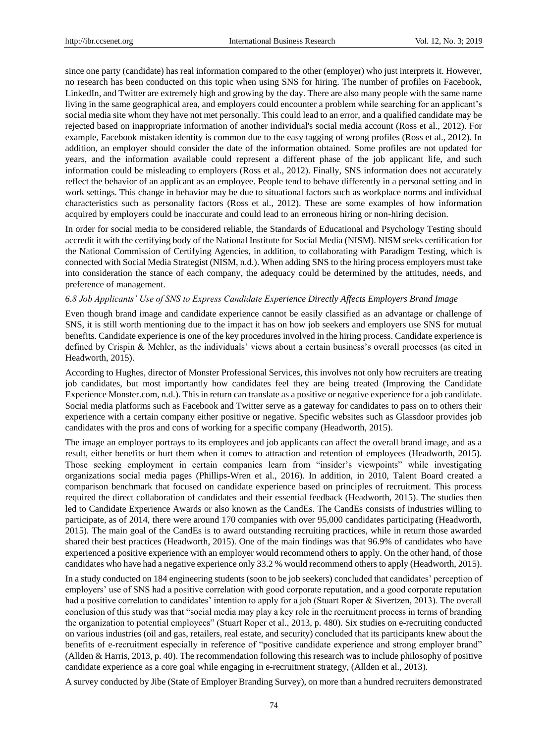since one party (candidate) has real information compared to the other (employer) who just interprets it. However, no research has been conducted on this topic when using SNS for hiring. The number of profiles on Facebook, LinkedIn, and Twitter are extremely high and growing by the day. There are also many people with the same name living in the same geographical area, and employers could encounter a problem while searching for an applicant's social media site whom they have not met personally. This could lead to an error, and a qualified candidate may be rejected based on inappropriate information of another individual's social media account (Ross et al., 2012). For example, Facebook mistaken identity is common due to the easy tagging of wrong profiles (Ross et al., 2012). In addition, an employer should consider the date of the information obtained. Some profiles are not updated for years, and the information available could represent a different phase of the job applicant life, and such information could be misleading to employers (Ross et al., 2012). Finally, SNS information does not accurately reflect the behavior of an applicant as an employee. People tend to behave differently in a personal setting and in work settings. This change in behavior may be due to situational factors such as workplace norms and individual characteristics such as personality factors (Ross et al., 2012). These are some examples of how information acquired by employers could be inaccurate and could lead to an erroneous hiring or non-hiring decision.

In order for social media to be considered reliable, the Standards of Educational and Psychology Testing should accredit it with the certifying body of the National Institute for Social Media (NISM). NISM seeks certification for the National Commission of Certifying Agencies, in addition, to collaborating with Paradigm Testing, which is connected with Social Media Strategist (NISM, n.d.). When adding SNS to the hiring process employers must take into consideration the stance of each company, the adequacy could be determined by the attitudes, needs, and preference of management.

### *6.8 Job Applicants' Use of SNS to Express Candidate Experience Directly Affects Employers Brand Image*

Even though brand image and candidate experience cannot be easily classified as an advantage or challenge of SNS, it is still worth mentioning due to the impact it has on how job seekers and employers use SNS for mutual benefits. Candidate experience is one of the key procedures involved in the hiring process. Candidate experience is defined by Crispin & Mehler, as the individuals' views about a certain business's overall processes (as cited in Headworth, 2015).

According to Hughes, director of Monster Professional Services, this involves not only how recruiters are treating job candidates, but most importantly how candidates feel they are being treated (Improving the Candidate Experience Monster.com, n.d.). This in return can translate as a positive or negative experience for a job candidate. Social media platforms such as Facebook and Twitter serve as a gateway for candidates to pass on to others their experience with a certain company either positive or negative. Specific websites such as Glassdoor provides job candidates with the pros and cons of working for a specific company (Headworth, 2015).

The image an employer portrays to its employees and job applicants can affect the overall brand image, and as a result, either benefits or hurt them when it comes to attraction and retention of employees (Headworth, 2015). Those seeking employment in certain companies learn from "insider's viewpoints" while investigating organizations social media pages (Phillips-Wren et al., 2016). In addition, in 2010, Talent Board created a comparison benchmark that focused on candidate experience based on principles of recruitment. This process required the direct collaboration of candidates and their essential feedback (Headworth, 2015). The studies then led to Candidate Experience Awards or also known as the CandEs. The CandEs consists of industries willing to participate, as of 2014, there were around 170 companies with over 95,000 candidates participating (Headworth, 2015). The main goal of the CandEs is to award outstanding recruiting practices, while in return those awarded shared their best practices (Headworth, 2015). One of the main findings was that 96.9% of candidates who have experienced a positive experience with an employer would recommend others to apply. On the other hand, of those candidates who have had a negative experience only 33.2 % would recommend others to apply (Headworth, 2015).

In a study conducted on 184 engineering students (soon to be job seekers) concluded that candidates' perception of employers' use of SNS had a positive correlation with good corporate reputation, and a good corporate reputation had a positive correlation to candidates' intention to apply for a job (Stuart Roper & Sivertzen, 2013). The overall conclusion of this study was that "social media may play a key role in the recruitment process in terms of branding the organization to potential employees" (Stuart Roper et al., 2013, p. 480). Six studies on e-recruiting conducted on various industries (oil and gas, retailers, real estate, and security) concluded that its participants knew about the benefits of e-recruitment especially in reference of "positive candidate experience and strong employer brand" (Allden & Harris, 2013, p. 40). The recommendation following this research was to include philosophy of positive candidate experience as a core goal while engaging in e-recruitment strategy, (Allden et al., 2013).

A survey conducted by Jibe (State of Employer Branding Survey), on more than a hundred recruiters demonstrated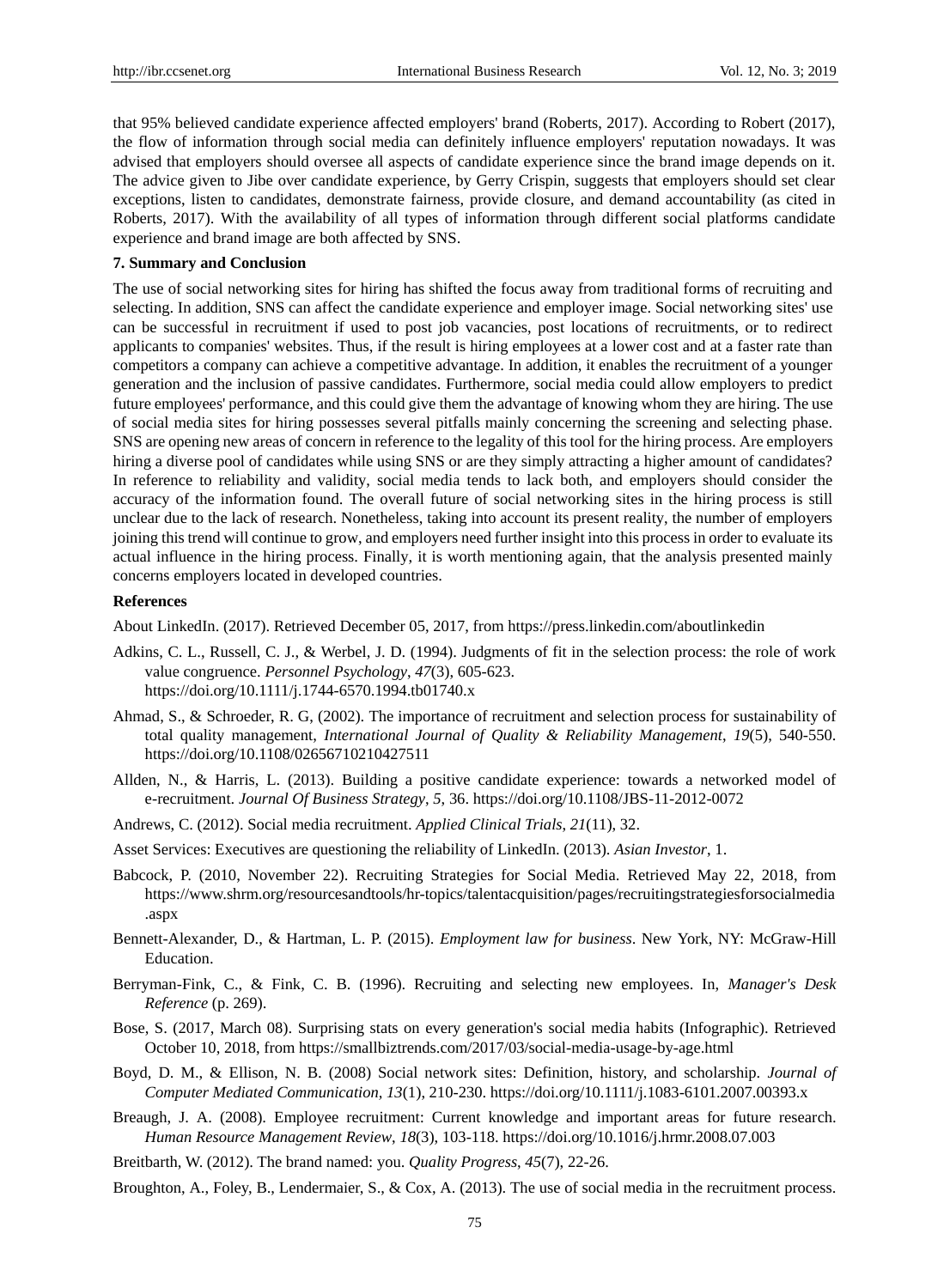that 95% believed candidate experience affected employers' brand (Roberts, 2017). According to Robert (2017), the flow of information through social media can definitely influence employers' reputation nowadays. It was advised that employers should oversee all aspects of candidate experience since the brand image depends on it. The advice given to Jibe over candidate experience, by Gerry Crispin, suggests that employers should set clear exceptions, listen to candidates, demonstrate fairness, provide closure, and demand accountability (as cited in Roberts, 2017). With the availability of all types of information through different social platforms candidate experience and brand image are both affected by SNS.

## 7. Summary and Conclusion

The use of social networking sites for hiring has shifted the focus away from traditional forms of recruiting and selecting. In addition, SNS can affect the candidate experience and employer image. Social networking sites' use can be successful in recruitment if used to post job vacancies, post locations of recruitments, or to redirect applicants to companies' websites. Thus, if the result is hiring employees at a lower cost and at a faster rate than competitors a company can achieve a competitive advantage. In addition, it enables the recruitment of a younger generation and the inclusion of passive candidates. Furthermore, social media could allow employers to predict future employees' performance, and this could give them the advantage of knowing whom they are hiring. The use of social media sites for hiring possesses several pitfalls mainly concerning the screening and selecting phase. SNS are opening new areas of concern in reference to the legality of this tool for the hiring process. Are employers hiring a diverse pool of candidates while using SNS or are they simply attracting a higher amount of candidates? In reference to reliability and validity, social media tends to lack both, and employers should consider the accuracy of the information found. The overall future of social networking sites in the hiring process is still unclear due to the lack of research. Nonetheless, taking into account its present reality, the number of employers joining this trend will continue to grow, and employers need further insight into this process in order to evaluate its actual influence in the hiring process. Finally, it is worth mentioning again, that the analysis presented mainly concerns employers located in developed countries.

## References

About LinkedIn. (2017). Retrieved December 05, 2017, from https://press.linkedin.com/aboutlinkedin

Adkins, C. L., Russell, C. J., & Werbel, J. D. (1994). Judgments of fit in the selection process: the role of work value congruence. *Personnel Psychology*, *47*(3), 605-623. https://doi.org/10.1111/j.1744-6570.1994.tb01740.x

Ahmad, S., & Schroeder, R. G, (2002). The importance of recruitment and selection process for sustainability of total quality management, *International Journal of Quality & Reliability Management*, *19*(5), 540-550. https://doi.org/10.1108/02656710210427511

Allden, N., & Harris, L. (2013). Building a positive candidate experience: towards a networked model of e-recruitment. *Journal Of Business Strategy*, *5,* 36. https://doi.org/10.1108/JBS-11-2012-0072

Andrews, C. (2012). Social media recruitment. *Applied Clinical Trials*, *21*(11), 32.

Asset Services: Executives are questioning the reliability of LinkedIn. (2013). *Asian Investor*, 1.

Babcock, P. (2010, November 22). Recruiting Strategies for Social Media. Retrieved May 22, 2018, from https://www.shrm.org/resourcesandtools/hr-topics/talentacquisition/pages/recruitingstrategiesforsocialmedia.aspx

Bennett-Alexander, D., & Hartman, L. P. (2015). *Employment law for business*. New York, NY: McGraw-Hill Education.

Berryman-Fink, C., & Fink, C. B. (1996). Recruiting and selecting new employees. In, *Manager's Desk Reference* (p. 269).

Bose, S. (2017, March 08). Surprising stats on every generation's social media habits (Infographic). Retrieved October 10, 2018, from https://smallbiztrends.com/2017/03/social-media-usage-by-age.html

Boyd, D. M., & Ellison, N. B. (2008) Social network sites: Definition, history, and scholarship. *Journal of Computer Mediated Communication, 13*(1), 210-230. https://doi.org/10.1111/j.1083-6101.2007.00393.x

Breaugh, J. A. (2008). Employee recruitment: Current knowledge and important areas for future research. *Human Resource Management Review*, *18*(3), 103-118. https://doi.org/10.1016/j.hrmr.2008.07.003

Breitbarth, W. (2012). The brand named: you. *Quality Progress*, *45*(7), 22-26.

Broughton, A., Foley, B., Lendermaier, S., & Cox, A. (2013). The use of social media in the recruitment process.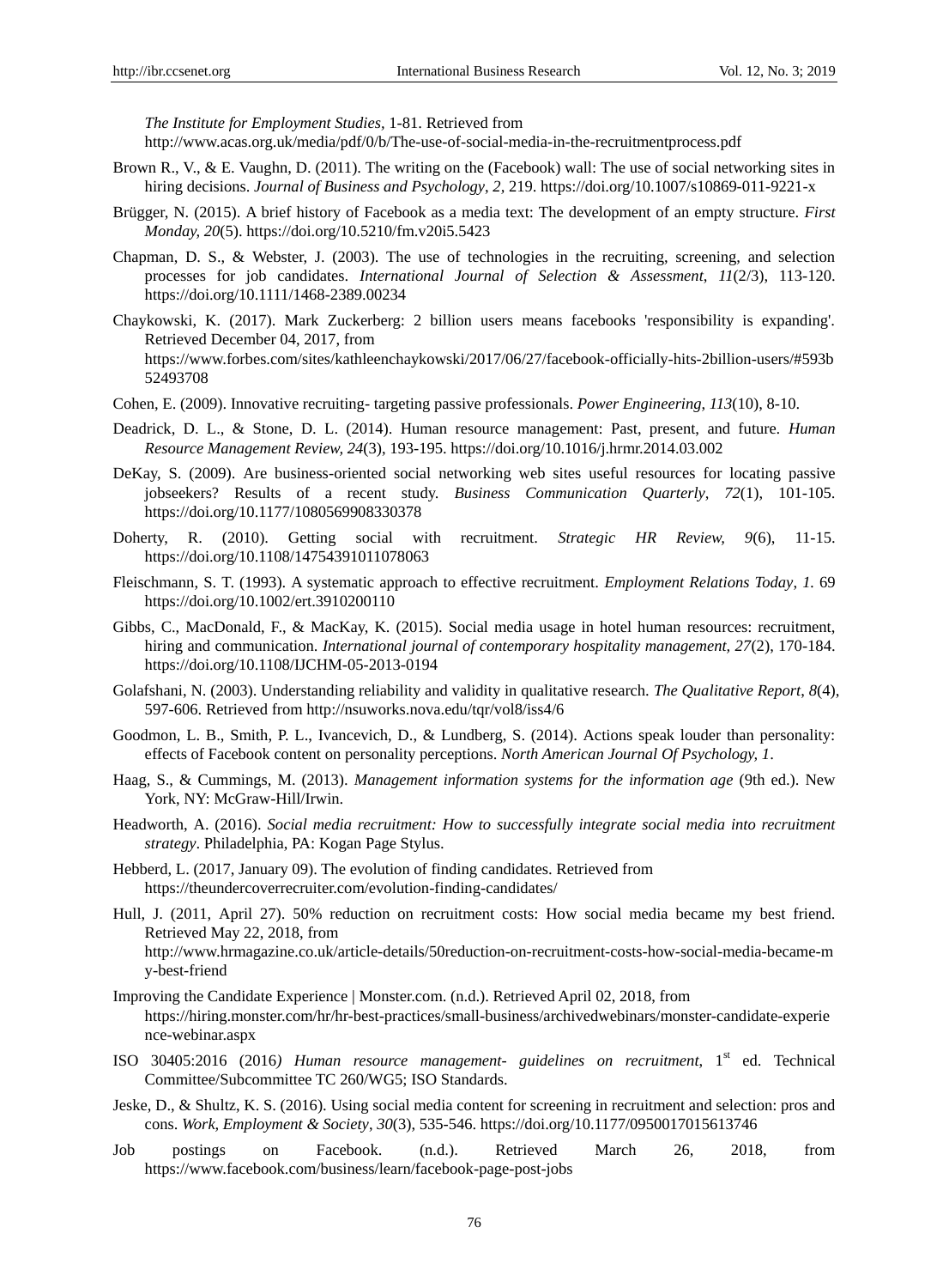*The Institute for Employment Studies*, 1-81. Retrieved from http://www.acas.org.uk/media/pdf/0/b/The-use-of-social-media-in-the-recruitmentprocess.pdf

Brown R., V., & E. Vaughn, D. (2011). The writing on the (Facebook) wall: The use of social networking sites in hiring decisions. *Journal of Business and Psychology, 2*, 219. https://doi.org/10.1007/s10869-011-9221-x

Brügger, N. (2015). A brief history of Facebook as a media text: The development of an empty structure. *First Monday, 20*(5). https://doi.org/10.5210/fm.v20i5.5423

Chapman, D. S., & Webster, J. (2003). The use of technologies in the recruiting, screening, and selection processes for job candidates. *International Journal of Selection & Assessment*, *11*(2/3), 113-120. https://doi.org/10.1111/1468-2389.00234

Chaykowski, K. (2017). Mark Zuckerberg: 2 billion users means facebooks 'responsibility is expanding'. Retrieved December 04, 2017, from https://www.forbes.com/sites/kathleenchaykowski/2017/06/27/facebook-officially-hits-2billion-users/#593b52493708

Cohen, E. (2009). Innovative recruiting- targeting passive professionals. *Power Engineering, 113*(10), 8-10.

Deadrick, D. L., & Stone, D. L. (2014). Human resource management: Past, present, and future. *Human Resource Management Review, 24*(3), 193-195. https://doi.org/10.1016/j.hrmr.2014.03.002

DeKay, S. (2009). Are business-oriented social networking web sites useful resources for locating passive jobseekers? Results of a recent study. *Business Communication Quarterly*, *72*(1), 101-105. https://doi.org/10.1177/1080569908330378

Doherty, R. (2010). Getting social with recruitment. *Strategic HR Review, 9*(6), 11-15. https://doi.org/10.1108/14754391011078063

Fleischmann, S. T. (1993). A systematic approach to effective recruitment. *Employment Relations Today*, *1*. 69 https://doi.org/10.1002/ert.3910200110

Gibbs, C., MacDonald, F., & MacKay, K. (2015). Social media usage in hotel human resources: recruitment, hiring and communication. *International journal of contemporary hospitality management, 27*(2), 170-184. https://doi.org/10.1108/IJCHM-05-2013-0194

Golafshani, N. (2003). Understanding reliability and validity in qualitative research. *The Qualitative Report*, *8*(4), 597-606. Retrieved from http://nsuworks.nova.edu/tqr/vol8/iss4/6

Goodmon, L. B., Smith, P. L., Ivancevich, D., & Lundberg, S. (2014). Actions speak louder than personality: effects of Facebook content on personality perceptions. *North American Journal Of Psychology, 1*.

Haag, S., & Cummings, M. (2013). *Management information systems for the information age* (9th ed.). New York, NY: McGraw-Hill/Irwin.

Headworth, A. (2016). *Social media recruitment: How to successfully integrate social media into recruitment strategy*. Philadelphia, PA: Kogan Page Stylus.

Hebberd, L. (2017, January 09). The evolution of finding candidates. Retrieved from https://theundercoverrecruiter.com/evolution-finding-candidates/

Hull, J. (2011, April 27). 50% reduction on recruitment costs: How social media became my best friend. Retrieved May 22, 2018, from http://www.hrmagazine.co.uk/article-details/50reduction-on-recruitment-costs-how-social-media-became-my-best-friend

Improving the Candidate Experience | Monster.com. (n.d.). Retrieved April 02, 2018, from https://hiring.monster.com/hr/hr-best-practices/small-business/archivedwebinars/monster-candidate-experience-webinar.aspx

ISO 30405:2016 (2016*) Human resource management- guidelines on recruitment*, 1st ed. Technical Committee/Subcommittee TC 260/WG5; ISO Standards.

Jeske, D., & Shultz, K. S. (2016). Using social media content for screening in recruitment and selection: pros and cons. *Work, Employment & Society*, *30*(3), 535-546. https://doi.org/10.1177/0950017015613746

Job postings on Facebook. (n.d.). Retrieved March 26, 2018, from https://www.facebook.com/business/learn/facebook-page-post-jobs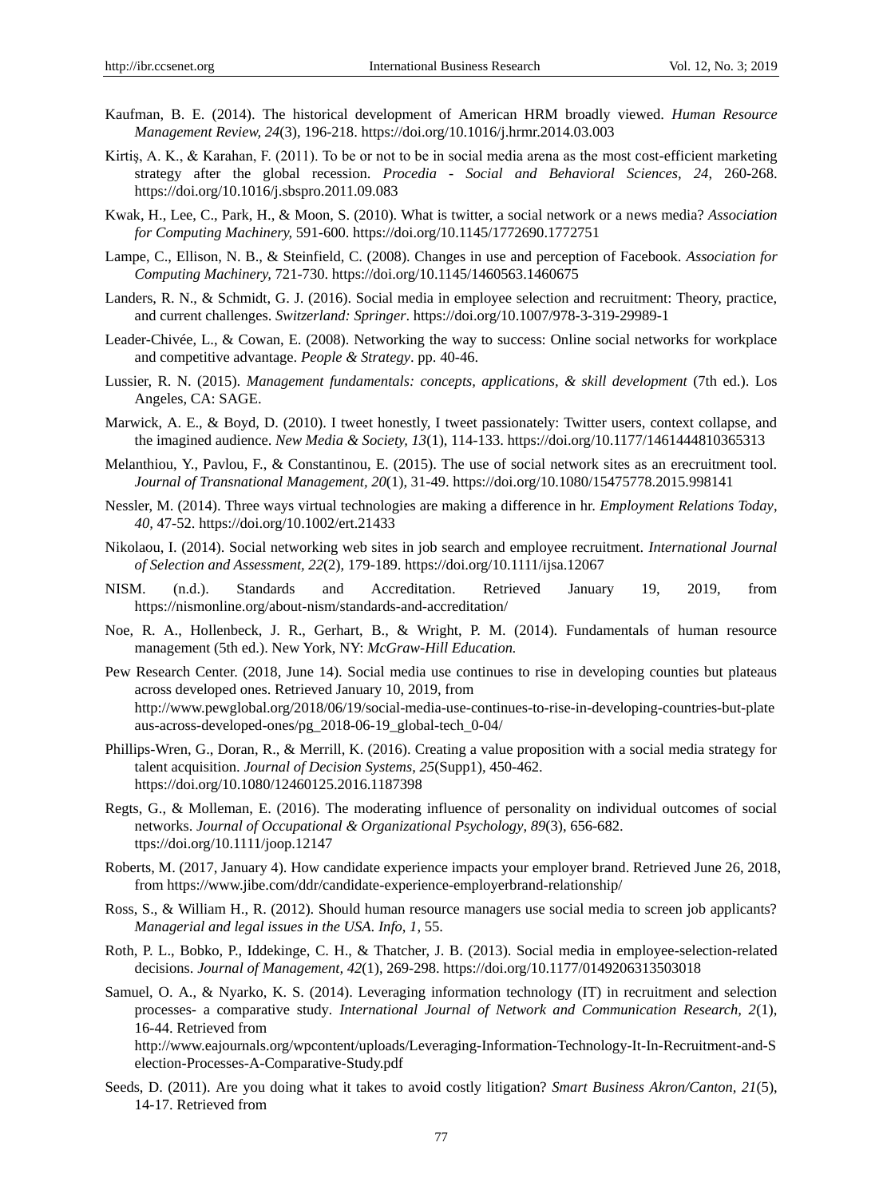Kaufman, B. E. (2014). The historical development of American HRM broadly viewed. *Human Resource Management Review, 24*(3), 196-218. https://doi.org/10.1016/j.hrmr.2014.03.003

Kirtiş, A. K., & Karahan, F. (2011). To be or not to be in social media arena as the most cost-efficient marketing strategy after the global recession. *Procedia - Social and Behavioral Sciences, 24*, 260-268. https://doi.org/10.1016/j.sbspro.2011.09.083

Kwak, H., Lee, C., Park, H., & Moon, S. (2010). What is twitter, a social network or a news media? *Association for Computing Machinery,* 591-600. https://doi.org/10.1145/1772690.1772751

Lampe, C., Ellison, N. B., & Steinfield, C. (2008). Changes in use and perception of Facebook. *Association for Computing Machinery,* 721-730. https://doi.org/10.1145/1460563.1460675

Landers, R. N., & Schmidt, G. J. (2016). Social media in employee selection and recruitment: Theory, practice, and current challenges. *Switzerland: Springer*. https://doi.org/10.1007/978-3-319-29989-1

Leader-Chivée, L., & Cowan, E. (2008). Networking the way to success: Online social networks for workplace and competitive advantage. *People & Strategy*. pp. 40-46.

Lussier, R. N. (2015). *Management fundamentals: concepts, applications, & skill development* (7th ed.). Los Angeles, CA: SAGE.

Marwick, A. E., & Boyd, D. (2010). I tweet honestly, I tweet passionately: Twitter users, context collapse, and the imagined audience. *New Media & Society, 13*(1), 114-133. https://doi.org/10.1177/1461444810365313

Melanthiou, Y., Pavlou, F., & Constantinou, E. (2015). The use of social network sites as an erecruitment tool. *Journal of Transnational Management, 20*(1), 31-49. https://doi.org/10.1080/15475778.2015.998141

Nessler, M. (2014). Three ways virtual technologies are making a difference in hr. *Employment Relations Today, 40*, 47-52. https://doi.org/10.1002/ert.21433

Nikolaou, I. (2014). Social networking web sites in job search and employee recruitment. *International Journal of Selection and Assessment, 22*(2), 179-189. https://doi.org/10.1111/ijsa.12067

NISM. (n.d.). Standards and Accreditation. Retrieved January 19, 2019, from https://nismonline.org/about-nism/standards-and-accreditation/

Noe, R. A., Hollenbeck, J. R., Gerhart, B., & Wright, P. M. (2014). Fundamentals of human resource management (5th ed.). New York, NY: *McGraw-Hill Education.*

Pew Research Center. (2018, June 14). Social media use continues to rise in developing counties but plateaus across developed ones. Retrieved January 10, 2019, from http://www.pewglobal.org/2018/06/19/social-media-use-continues-to-rise-in-developing-countries-but-plateaus-across-developed-ones/pg_2018-06-19_global-tech_0-04/

Phillips-Wren, G., Doran, R., & Merrill, K. (2016). Creating a value proposition with a social media strategy for talent acquisition. *Journal of Decision Systems, 25*(Supp1), 450-462. https://doi.org/10.1080/12460125.2016.1187398

Regts, G., & Molleman, E. (2016). The moderating influence of personality on individual outcomes of social networks. *Journal of Occupational & Organizational Psychology, 89*(3), 656-682. ttps://doi.org/10.1111/joop.12147

Roberts, M. (2017, January 4). How candidate experience impacts your employer brand. Retrieved June 26, 2018, from https://www.jibe.com/ddr/candidate-experience-employerbrand-relationship/

Ross, S., & William H., R. (2012). Should human resource managers use social media to screen job applicants? *Managerial and legal issues in the USA. Info, 1,* 55.

Roth, P. L., Bobko, P., Iddekinge, C. H., & Thatcher, J. B. (2013). Social media in employee-selection-related decisions. *Journal of Management, 42*(1), 269-298. https://doi.org/10.1177/0149206313503018

Samuel, O. A., & Nyarko, K. S. (2014). Leveraging information technology (IT) in recruitment and selection processes- a comparative study. *International Journal of Network and Communication Research, 2*(1), 16-44. Retrieved from http://www.eajournals.org/wpcontent/uploads/Leveraging-Information-Technology-It-In-Recruitment-and-Selection-Processes-A-Comparative-Study.pdf

Seeds, D. (2011). Are you doing what it takes to avoid costly litigation? *Smart Business Akron/Canton, 21*(5), 14-17. Retrieved from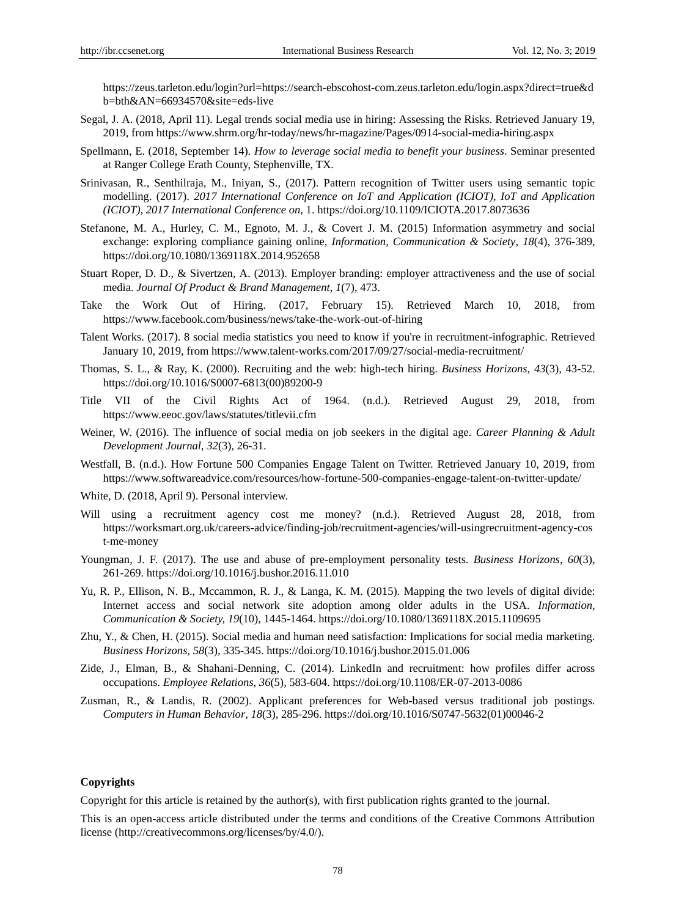https://zeus.tarleton.edu/login?url=https://search-ebscohost-com.zeus.tarleton.edu/login.aspx?direct=true&db=bth&AN=66934570&site=eds-live

Segal, J. A. (2018, April 11). Legal trends social media use in hiring: Assessing the Risks. Retrieved January 19, 2019, from https://www.shrm.org/hr-today/news/hr-magazine/Pages/0914-social-media-hiring.aspx

Spellmann, E. (2018, September 14). *How to leverage social media to benefit your business*. Seminar presented at Ranger College Erath County, Stephenville, TX.

Srinivasan, R., Senthilraja, M., Iniyan, S., (2017). Pattern recognition of Twitter users using semantic topic modelling. (2017). *2017 International Conference on IoT and Application (ICIOT), IoT and Application (ICIOT), 2017 International Conference on*, 1. https://doi.org/10.1109/ICIOTA.2017.8073636

Stefanone, M. A., Hurley, C. M., Egnoto, M. J., & Covert J. M. (2015) Information asymmetry and social exchange: exploring compliance gaining online, *Information, Communication & Society*, *18*(4), 376-389, https://doi.org/10.1080/1369118X.2014.952658

Stuart Roper, D. D., & Sivertzen, A. (2013). Employer branding: employer attractiveness and the use of social media. *Journal Of Product & Brand Management*, *1*(7), 473.

Take the Work Out of Hiring. (2017, February 15). Retrieved March 10, 2018, from https://www.facebook.com/business/news/take-the-work-out-of-hiring

Talent Works. (2017). 8 social media statistics you need to know if you're in recruitment-infographic. Retrieved January 10, 2019, from https://www.talent-works.com/2017/09/27/social-media-recruitment/

Thomas, S. L., & Ray, K. (2000). Recruiting and the web: high-tech hiring. *Business Horizons*, *43*(3), 43-52. https://doi.org/10.1016/S0007-6813(00)89200-9

Title VII of the Civil Rights Act of 1964. (n.d.). Retrieved August 29, 2018, from https://www.eeoc.gov/laws/statutes/titlevii.cfm

Weiner, W. (2016). The influence of social media on job seekers in the digital age. *Career Planning & Adult Development Journal*, *32*(3), 26-31.

Westfall, B. (n.d.). How Fortune 500 Companies Engage Talent on Twitter. Retrieved January 10, 2019, from https://www.softwareadvice.com/resources/how-fortune-500-companies-engage-talent-on-twitter-update/

White, D. (2018, April 9). Personal interview.

Will using a recruitment agency cost me money? (n.d.). Retrieved August 28, 2018, from https://worksmart.org.uk/careers-advice/finding-job/recruitment-agencies/will-usingrecruitment-agency-cost-me-money

Youngman, J. F. (2017). The use and abuse of pre-employment personality tests. *Business Horizons*, *60*(3), 261-269. https://doi.org/10.1016/j.bushor.2016.11.010

Yu, R. P., Ellison, N. B., Mccammon, R. J., & Langa, K. M. (2015). Mapping the two levels of digital divide: Internet access and social network site adoption among older adults in the USA. *Information, Communication & Society, 19*(10), 1445-1464. https://doi.org/10.1080/1369118X.2015.1109695

Zhu, Y., & Chen, H. (2015). Social media and human need satisfaction: Implications for social media marketing. *Business Horizons, 58*(3), 335-345. https://doi.org/10.1016/j.bushor.2015.01.006

Zide, J., Elman, B., & Shahani-Denning, C. (2014). LinkedIn and recruitment: how profiles differ across occupations. *Employee Relations*, *36*(5), 583-604. https://doi.org/10.1108/ER-07-2013-0086

Zusman, R., & Landis, R. (2002). Applicant preferences for Web-based versus traditional job postings. *Computers in Human Behavior*, *18*(3), 285-296. https://doi.org/10.1016/S0747-5632(01)00046-2

**Copyrights**

Copyright for this article is retained by the author(s), with first publication rights granted to the journal.

This is an open-access article distributed under the terms and conditions of the Creative Commons Attribution license (http://creativecommons.org/licenses/by/4.0/).